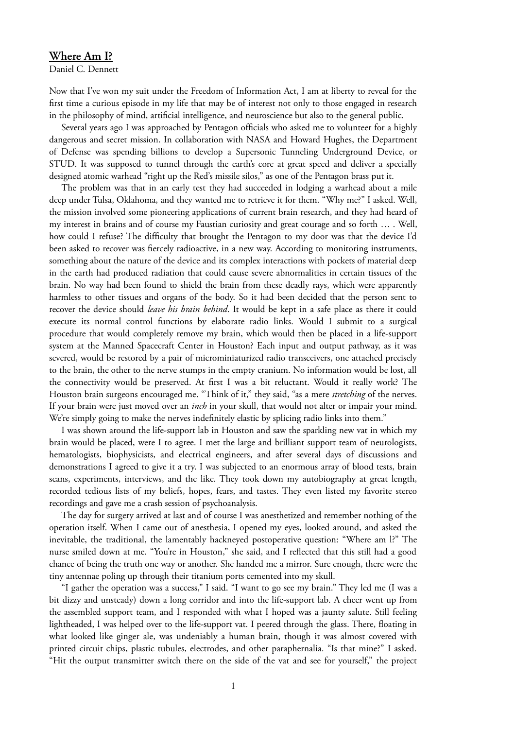**Where Am I?**

Daniel C. Dennett

Now that I've won my suit under the Freedom of Information Act, I am at liberty to reveal for the first time a curious episode in my life that may be of interest not only to those engaged in research in the philosophy of mind, artificial intelligence, and neuroscience but also to the general public.

Several years ago I was approached by Pentagon officials who asked me to volunteer for a highly dangerous and secret mission. In collaboration with NASA and Howard Hughes, the Department of Defense was spending billions to develop a Supersonic Tunneling Underground Device, or STUD. It was supposed to tunnel through the earth's core at great speed and deliver a specially designed atomic warhead "right up the Red's missile silos," as one of the Pentagon brass put it.

The problem was that in an early test they had succeeded in lodging a warhead about a mile deep under Tulsa, Oklahoma, and they wanted me to retrieve it for them. "Why me?" I asked. Well, the mission involved some pioneering applications of current brain research, and they had heard of my interest in brains and of course my Faustian curiosity and great courage and so forth … . Well, how could I refuse? The difficulty that brought the Pentagon to my door was that the device I'd been asked to recover was fiercely radioactive, in a new way. According to monitoring instruments, something about the nature of the device and its complex interactions with pockets of material deep in the earth had produced radiation that could cause severe abnormalities in certain tissues of the brain. No way had been found to shield the brain from these deadly rays, which were apparently harmless to other tissues and organs of the body. So it had been decided that the person sent to recover the device should *leave his brain behind*. It would be kept in a safe place as there it could execute its normal control functions by elaborate radio links. Would I submit to a surgical procedure that would completely remove my brain, which would then be placed in a life-support system at the Manned Spacecraft Center in Houston? Each input and output pathway, as it was severed, would be restored by a pair of microminiaturized radio transceivers, one attached precisely to the brain, the other to the nerve stumps in the empty cranium. No information would be lost, all the connectivity would be preserved. At first I was a bit reluctant. Would it really work? The Houston brain surgeons encouraged me. "Think of it," they said, "as a mere *stretching* of the nerves. If your brain were just moved over an *inch* in your skull, that would not alter or impair your mind. We're simply going to make the nerves indefinitely elastic by splicing radio links into them."

I was shown around the life-support lab in Houston and saw the sparkling new vat in which my brain would be placed, were I to agree. I met the large and brilliant support team of neurologists, hematologists, biophysicists, and electrical engineers, and after several days of discussions and demonstrations I agreed to give it a try. I was subjected to an enormous array of blood tests, brain scans, experiments, interviews, and the like. They took down my autobiography at great length, recorded tedious lists of my beliefs, hopes, fears, and tastes. They even listed my favorite stereo recordings and gave me a crash session of psychoanalysis.

The day for surgery arrived at last and of course I was anesthetized and remember nothing of the operation itself. When I came out of anesthesia, I opened my eyes, looked around, and asked the inevitable, the traditional, the lamentably hackneyed postoperative question: "Where am l?" The nurse smiled down at me. "You're in Houston," she said, and I reflected that this still had a good chance of being the truth one way or another. She handed me a mirror. Sure enough, there were the tiny antennae poling up through their titanium ports cemented into my skull.

"I gather the operation was a success," I said. "I want to go see my brain." They led me (I was a bit dizzy and unsteady) down a long corridor and into the life-support lab. A cheer went up from the assembled support team, and I responded with what I hoped was a jaunty salute. Still feeling lightheaded, I was helped over to the life-support vat. I peered through the glass. There, floating in what looked like ginger ale, was undeniably a human brain, though it was almost covered with printed circuit chips, plastic tubules, electrodes, and other paraphernalia. "Is that mine?" I asked. "Hit the output transmitter switch there on the side of the vat and see for yourself," the project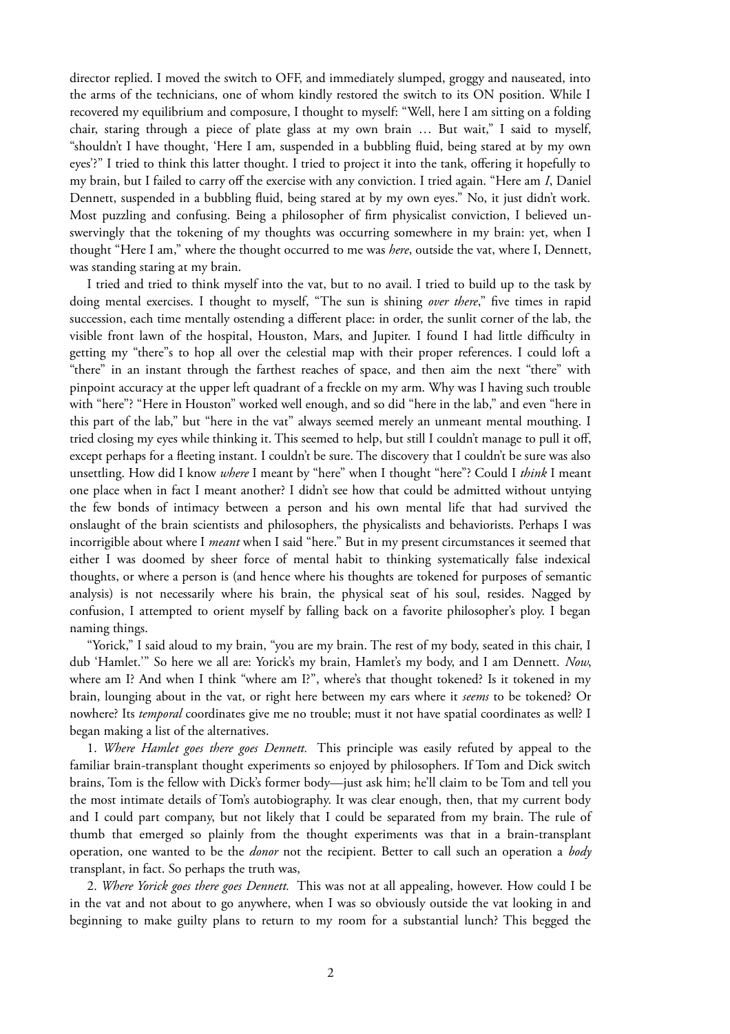director replied. I moved the switch to OFF, and immediately slumped, groggy and nauseated, into the arms of the technicians, one of whom kindly restored the switch to its ON position. While I recovered my equilibrium and composure, I thought to myself: "Well, here I am sitting on a folding chair, staring through a piece of plate glass at my own brain … But wait," I said to myself, "shouldn't I have thought, 'Here I am, suspended in a bubbling fluid, being stared at by my own eyes'?" I tried to think this latter thought. I tried to project it into the tank, offering it hopefully to my brain, but I failed to carry off the exercise with any conviction. I tried again. "Here am *I*, Daniel Dennett, suspended in a bubbling fluid, being stared at by my own eyes." No, it just didn't work. Most puzzling and confusing. Being a philosopher of firm physicalist conviction, I believed unswervingly that the tokening of my thoughts was occurring somewhere in my brain: yet, when I thought "Here I am," where the thought occurred to me was *here*, outside the vat, where I, Dennett, was standing staring at my brain.

I tried and tried to think myself into the vat, but to no avail. I tried to build up to the task by doing mental exercises. I thought to myself, "The sun is shining *over there*," five times in rapid succession, each time mentally ostending a different place: in order, the sunlit corner of the lab, the visible front lawn of the hospital, Houston, Mars, and Jupiter. I found I had little difficulty in getting my "there"s to hop all over the celestial map with their proper references. I could loft a "there" in an instant through the farthest reaches of space, and then aim the next "there" with pinpoint accuracy at the upper left quadrant of a freckle on my arm. Why was I having such trouble with "here"? "Here in Houston" worked well enough, and so did "here in the lab," and even "here in this part of the lab," but "here in the vat" always seemed merely an unmeant mental mouthing. I tried closing my eyes while thinking it. This seemed to help, but still I couldn't manage to pull it off, except perhaps for a fleeting instant. I couldn't be sure. The discovery that I couldn't be sure was also unsettling. How did I know *where* I meant by "here" when I thought "here"? Could I *think* I meant one place when in fact I meant another? I didn't see how that could be admitted without untying the few bonds of intimacy between a person and his own mental life that had survived the onslaught of the brain scientists and philosophers, the physicalists and behaviorists. Perhaps I was incorrigible about where I *meant* when I said "here." But in my present circumstances it seemed that either I was doomed by sheer force of mental habit to thinking systematically false indexical thoughts, or where a person is (and hence where his thoughts are tokened for purposes of semantic analysis) is not necessarily where his brain, the physical seat of his soul, resides. Nagged by confusion, I attempted to orient myself by falling back on a favorite philosopher's ploy. I began naming things.

"Yorick," I said aloud to my brain, "you are my brain. The rest of my body, seated in this chair, I dub 'Hamlet.'" So here we all are: Yorick's my brain, Hamlet's my body, and I am Dennett. *Now*, where am I? And when I think "where am I?", where's that thought tokened? Is it tokened in my brain, lounging about in the vat, or right here between my ears where it *seems* to be tokened? Or nowhere? Its *temporal* coordinates give me no trouble; must it not have spatial coordinates as well? I began making a list of the alternatives.

1. *Where Hamlet goes there goes Dennett.* This principle was easily refuted by appeal to the familiar brain-transplant thought experiments so enjoyed by philosophers. If Tom and Dick switch brains, Tom is the fellow with Dick's former body—just ask him; he'll claim to be Tom and tell you the most intimate details of Tom's autobiography. It was clear enough, then, that my current body and I could part company, but not likely that I could be separated from my brain. The rule of thumb that emerged so plainly from the thought experiments was that in a brain-transplant operation, one wanted to be the *donor* not the recipient. Better to call such an operation a *body* transplant, in fact. So perhaps the truth was,

2. *Where Yorick goes there goes Dennett.* This was not at all appealing, however. How could I be in the vat and not about to go anywhere, when I was so obviously outside the vat looking in and beginning to make guilty plans to return to my room for a substantial lunch? This begged the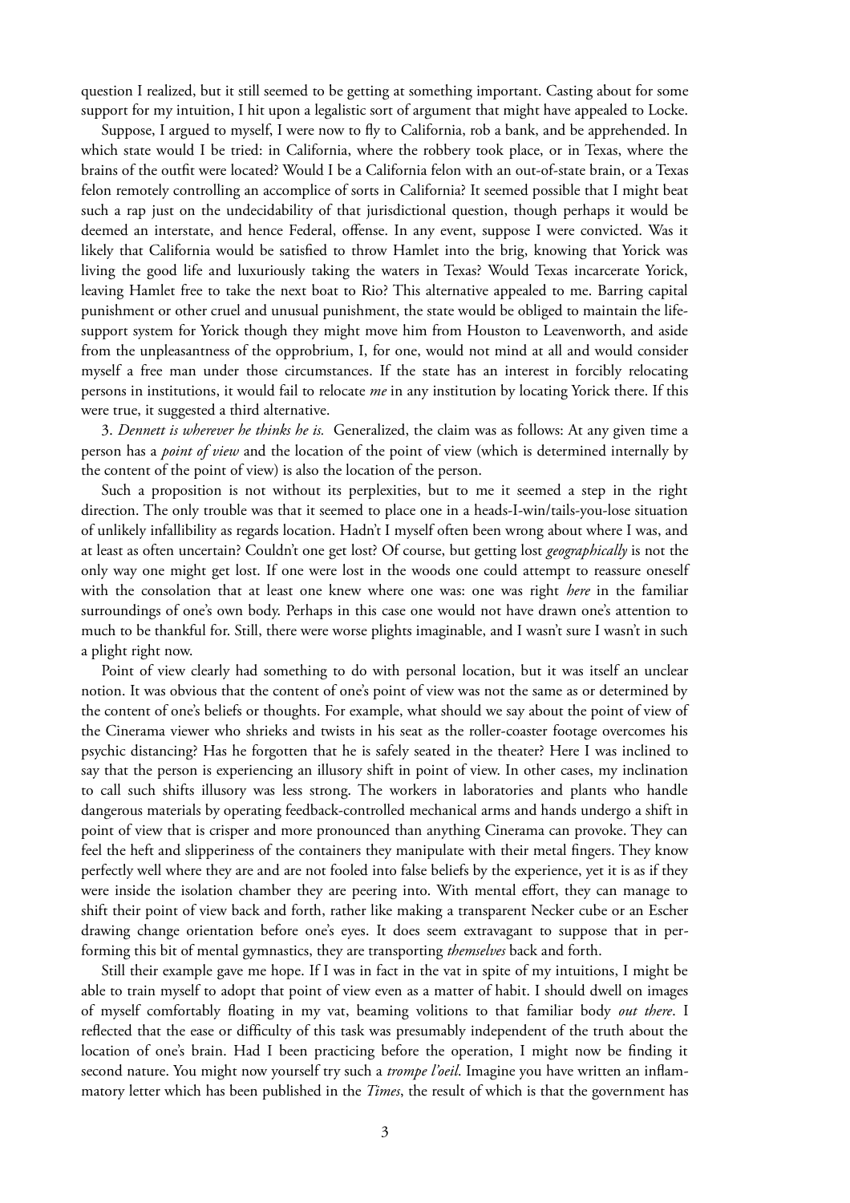question I realized, but it still seemed to be getting at something important. Casting about for some support for my intuition, I hit upon a legalistic sort of argument that might have appealed to Locke.

Suppose, I argued to myself, I were now to fly to California, rob a bank, and be apprehended. In which state would I be tried: in California, where the robbery took place, or in Texas, where the brains of the outfit were located? Would I be a California felon with an out-of-state brain, or a Texas felon remotely controlling an accomplice of sorts in California? It seemed possible that I might beat such a rap just on the undecidability of that jurisdictional question, though perhaps it would be deemed an interstate, and hence Federal, offense. In any event, suppose I were convicted. Was it likely that California would be satisfied to throw Hamlet into the brig, knowing that Yorick was living the good life and luxuriously taking the waters in Texas? Would Texas incarcerate Yorick, leaving Hamlet free to take the next boat to Rio? This alternative appealed to me. Barring capital punishment or other cruel and unusual punishment, the state would be obliged to maintain the life-support system for Yorick though they might move him from Houston to Leavenworth, and aside from the unpleasantness of the opprobrium, I, for one, would not mind at all and would consider myself a free man under those circumstances. If the state has an interest in forcibly relocating persons in institutions, it would fail to relocate *me* in any institution by locating Yorick there. If this were true, it suggested a third alternative.

3. *Dennett is wherever he thinks he is.* Generalized, the claim was as follows: At any given time a person has a *point of view* and the location of the point of view (which is determined internally by the content of the point of view) is also the location of the person.

Such a proposition is not without its perplexities, but to me it seemed a step in the right direction. The only trouble was that it seemed to place one in a heads-I-win/tails-you-lose situation of unlikely infallibility as regards location. Hadn't I myself often been wrong about where I was, and at least as often uncertain? Couldn't one get lost? Of course, but getting lost *geographically* is not the only way one might get lost. If one were lost in the woods one could attempt to reassure oneself with the consolation that at least one knew where one was: one was right *here* in the familiar surroundings of one's own body. Perhaps in this case one would not have drawn one's attention to much to be thankful for. Still, there were worse plights imaginable, and I wasn't sure I wasn't in such a plight right now.

Point of view clearly had something to do with personal location, but it was itself an unclear notion. It was obvious that the content of one's point of view was not the same as or determined by the content of one's beliefs or thoughts. For example, what should we say about the point of view of the Cinerama viewer who shrieks and twists in his seat as the roller-coaster footage overcomes his psychic distancing? Has he forgotten that he is safely seated in the theater? Here I was inclined to say that the person is experiencing an illusory shift in point of view. In other cases, my inclination to call such shifts illusory was less strong. The workers in laboratories and plants who handle dangerous materials by operating feedback-controlled mechanical arms and hands undergo a shift in point of view that is crisper and more pronounced than anything Cinerama can provoke. They can feel the heft and slipperiness of the containers they manipulate with their metal fingers. They know perfectly well where they are and are not fooled into false beliefs by the experience, yet it is as if they were inside the isolation chamber they are peering into. With mental effort, they can manage to shift their point of view back and forth, rather like making a transparent Necker cube or an Escher drawing change orientation before one's eyes. It does seem extravagant to suppose that in performing this bit of mental gymnastics, they are transporting *themselves* back and forth.

Still their example gave me hope. If I was in fact in the vat in spite of my intuitions, I might be able to train myself to adopt that point of view even as a matter of habit. I should dwell on images of myself comfortably floating in my vat, beaming volitions to that familiar body *out there*. I reflected that the ease or difficulty of this task was presumably independent of the truth about the location of one's brain. Had I been practicing before the operation, I might now be finding it second nature. You might now yourself try such a *trompe l'oeil*. Imagine you have written an inflammatory letter which has been published in the *Times*, the result of which is that the government has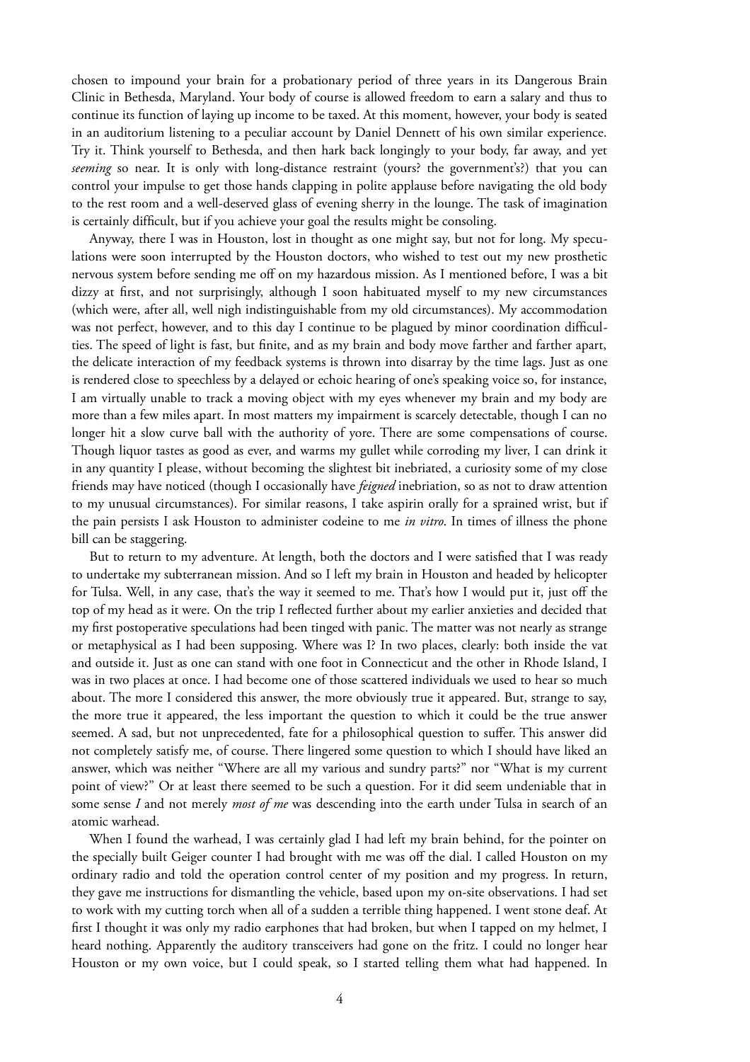chosen to impound your brain for a probationary period of three years in its Dangerous Brain Clinic in Bethesda, Maryland. Your body of course is allowed freedom to earn a salary and thus to continue its function of laying up income to be taxed. At this moment, however, your body is seated in an auditorium listening to a peculiar account by Daniel Dennett of his own similar experience. Try it. Think yourself to Bethesda, and then hark back longingly to your body, far away, and yet *seeming* so near. It is only with long-distance restraint (yours? the government's?) that you can control your impulse to get those hands clapping in polite applause before navigating the old body to the rest room and a well-deserved glass of evening sherry in the lounge. The task of imagination is certainly difficult, but if you achieve your goal the results might be consoling.

Anyway, there I was in Houston, lost in thought as one might say, but not for long. My speculations were soon interrupted by the Houston doctors, who wished to test out my new prosthetic nervous system before sending me off on my hazardous mission. As I mentioned before, I was a bit dizzy at first, and not surprisingly, although I soon habituated myself to my new circumstances (which were, after all, well nigh indistinguishable from my old circumstances). My accommodation was not perfect, however, and to this day I continue to be plagued by minor coordination difficulties. The speed of light is fast, but finite, and as my brain and body move farther and farther apart, the delicate interaction of my feedback systems is thrown into disarray by the time lags. Just as one is rendered close to speechless by a delayed or echoic hearing of one's speaking voice so, for instance, I am virtually unable to track a moving object with my eyes whenever my brain and my body are more than a few miles apart. In most matters my impairment is scarcely detectable, though I can no longer hit a slow curve ball with the authority of yore. There are some compensations of course. Though liquor tastes as good as ever, and warms my gullet while corroding my liver, I can drink it in any quantity I please, without becoming the slightest bit inebriated, a curiosity some of my close friends may have noticed (though I occasionally have *feigned* inebriation, so as not to draw attention to my unusual circumstances). For similar reasons, I take aspirin orally for a sprained wrist, but if the pain persists I ask Houston to administer codeine to me *in vitro*. In times of illness the phone bill can be staggering.

But to return to my adventure. At length, both the doctors and I were satisfied that I was ready to undertake my subterranean mission. And so I left my brain in Houston and headed by helicopter for Tulsa. Well, in any case, that's the way it seemed to me. That's how I would put it, just off the top of my head as it were. On the trip I reflected further about my earlier anxieties and decided that my first postoperative speculations had been tinged with panic. The matter was not nearly as strange or metaphysical as I had been supposing. Where was I? In two places, clearly: both inside the vat and outside it. Just as one can stand with one foot in Connecticut and the other in Rhode Island, I was in two places at once. I had become one of those scattered individuals we used to hear so much about. The more I considered this answer, the more obviously true it appeared. But, strange to say, the more true it appeared, the less important the question to which it could be the true answer seemed. A sad, but not unprecedented, fate for a philosophical question to suffer. This answer did not completely satisfy me, of course. There lingered some question to which I should have liked an answer, which was neither "Where are all my various and sundry parts?" nor "What is my current point of view?" Or at least there seemed to be such a question. For it did seem undeniable that in some sense *I* and not merely *most of me* was descending into the earth under Tulsa in search of an atomic warhead.

When I found the warhead, I was certainly glad I had left my brain behind, for the pointer on the specially built Geiger counter I had brought with me was off the dial. I called Houston on my ordinary radio and told the operation control center of my position and my progress. In return, they gave me instructions for dismantling the vehicle, based upon my on-site observations. I had set to work with my cutting torch when all of a sudden a terrible thing happened. I went stone deaf. At first I thought it was only my radio earphones that had broken, but when I tapped on my helmet, I heard nothing. Apparently the auditory transceivers had gone on the fritz. I could no longer hear Houston or my own voice, but I could speak, so I started telling them what had happened. In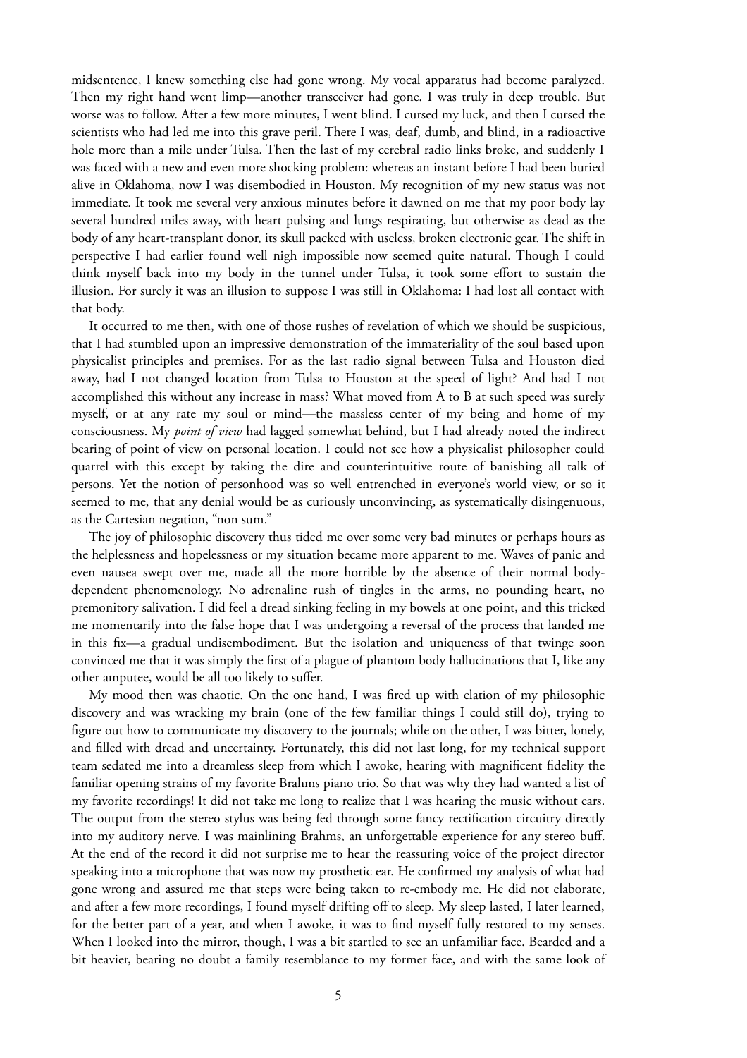midsentence, I knew something else had gone wrong. My vocal apparatus had become paralyzed. Then my right hand went limp—another transceiver had gone. I was truly in deep trouble. But worse was to follow. After a few more minutes, I went blind. I cursed my luck, and then I cursed the scientists who had led me into this grave peril. There I was, deaf, dumb, and blind, in a radioactive hole more than a mile under Tulsa. Then the last of my cerebral radio links broke, and suddenly I was faced with a new and even more shocking problem: whereas an instant before I had been buried alive in Oklahoma, now I was disembodied in Houston. My recognition of my new status was not immediate. It took me several very anxious minutes before it dawned on me that my poor body lay several hundred miles away, with heart pulsing and lungs respirating, but otherwise as dead as the body of any heart-transplant donor, its skull packed with useless, broken electronic gear. The shift in perspective I had earlier found well nigh impossible now seemed quite natural. Though I could think myself back into my body in the tunnel under Tulsa, it took some effort to sustain the illusion. For surely it was an illusion to suppose I was still in Oklahoma: I had lost all contact with that body.

It occurred to me then, with one of those rushes of revelation of which we should be suspicious, that I had stumbled upon an impressive demonstration of the immateriality of the soul based upon physicalist principles and premises. For as the last radio signal between Tulsa and Houston died away, had I not changed location from Tulsa to Houston at the speed of light? And had I not accomplished this without any increase in mass? What moved from A to B at such speed was surely myself, or at any rate my soul or mind—the massless center of my being and home of my consciousness. My *point of view* had lagged somewhat behind, but I had already noted the indirect bearing of point of view on personal location. I could not see how a physicalist philosopher could quarrel with this except by taking the dire and counterintuitive route of banishing all talk of persons. Yet the notion of personhood was so well entrenched in everyone's world view, or so it seemed to me, that any denial would be as curiously unconvincing, as systematically disingenuous, as the Cartesian negation, "non sum."

The joy of philosophic discovery thus tided me over some very bad minutes or perhaps hours as the helplessness and hopelessness or my situation became more apparent to me. Waves of panic and even nausea swept over me, made all the more horrible by the absence of their normal body-dependent phenomenology. No adrenaline rush of tingles in the arms, no pounding heart, no premonitory salivation. I did feel a dread sinking feeling in my bowels at one point, and this tricked me momentarily into the false hope that I was undergoing a reversal of the process that landed me in this fix—a gradual undisembodiment. But the isolation and uniqueness of that twinge soon convinced me that it was simply the first of a plague of phantom body hallucinations that I, like any other amputee, would be all too likely to suffer.

My mood then was chaotic. On the one hand, I was fired up with elation of my philosophic discovery and was wracking my brain (one of the few familiar things I could still do), trying to figure out how to communicate my discovery to the journals; while on the other, I was bitter, lonely, and filled with dread and uncertainty. Fortunately, this did not last long, for my technical support team sedated me into a dreamless sleep from which I awoke, hearing with magnificent fidelity the familiar opening strains of my favorite Brahms piano trio. So that was why they had wanted a list of my favorite recordings! It did not take me long to realize that I was hearing the music without ears. The output from the stereo stylus was being fed through some fancy rectification circuitry directly into my auditory nerve. I was mainlining Brahms, an unforgettable experience for any stereo buff. At the end of the record it did not surprise me to hear the reassuring voice of the project director speaking into a microphone that was now my prosthetic ear. He confirmed my analysis of what had gone wrong and assured me that steps were being taken to re-embody me. He did not elaborate, and after a few more recordings, I found myself drifting off to sleep. My sleep lasted, I later learned, for the better part of a year, and when I awoke, it was to find myself fully restored to my senses. When I looked into the mirror, though, I was a bit startled to see an unfamiliar face. Bearded and a bit heavier, bearing no doubt a family resemblance to my former face, and with the same look of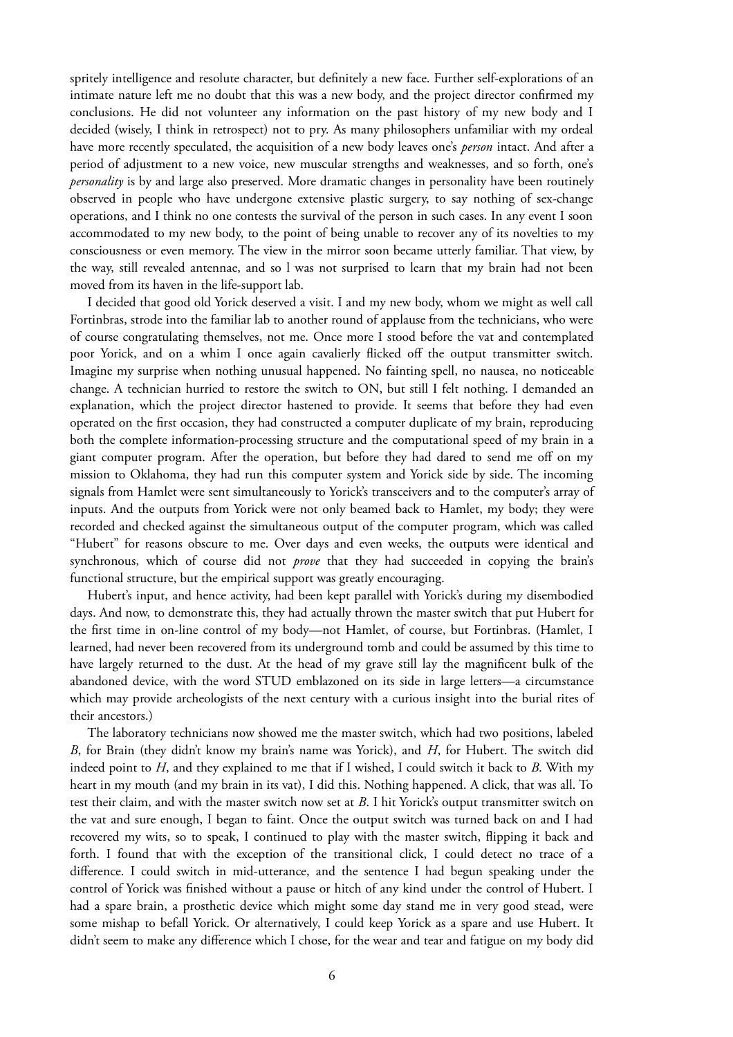spritely intelligence and resolute character, but definitely a new face. Further self-explorations of an intimate nature left me no doubt that this was a new body, and the project director confirmed my conclusions. He did not volunteer any information on the past history of my new body and I decided (wisely, I think in retrospect) not to pry. As many philosophers unfamiliar with my ordeal have more recently speculated, the acquisition of a new body leaves one's *person* intact. And after a period of adjustment to a new voice, new muscular strengths and weaknesses, and so forth, one's *personality* is by and large also preserved. More dramatic changes in personality have been routinely observed in people who have undergone extensive plastic surgery, to say nothing of sex-change operations, and I think no one contests the survival of the person in such cases. In any event I soon accommodated to my new body, to the point of being unable to recover any of its novelties to my consciousness or even memory. The view in the mirror soon became utterly familiar. That view, by the way, still revealed antennae, and so l was not surprised to learn that my brain had not been moved from its haven in the life-support lab.

I decided that good old Yorick deserved a visit. I and my new body, whom we might as well call Fortinbras, strode into the familiar lab to another round of applause from the technicians, who were of course congratulating themselves, not me. Once more I stood before the vat and contemplated poor Yorick, and on a whim I once again cavalierly flicked off the output transmitter switch. Imagine my surprise when nothing unusual happened. No fainting spell, no nausea, no noticeable change. A technician hurried to restore the switch to ON, but still I felt nothing. I demanded an explanation, which the project director hastened to provide. It seems that before they had even operated on the first occasion, they had constructed a computer duplicate of my brain, reproducing both the complete information-processing structure and the computational speed of my brain in a giant computer program. After the operation, but before they had dared to send me off on my mission to Oklahoma, they had run this computer system and Yorick side by side. The incoming signals from Hamlet were sent simultaneously to Yorick's transceivers and to the computer's array of inputs. And the outputs from Yorick were not only beamed back to Hamlet, my body; they were recorded and checked against the simultaneous output of the computer program, which was called "Hubert" for reasons obscure to me. Over days and even weeks, the outputs were identical and synchronous, which of course did not *prove* that they had succeeded in copying the brain's functional structure, but the empirical support was greatly encouraging.

Hubert's input, and hence activity, had been kept parallel with Yorick's during my disembodied days. And now, to demonstrate this, they had actually thrown the master switch that put Hubert for the first time in on-line control of my body—not Hamlet, of course, but Fortinbras. (Hamlet, I learned, had never been recovered from its underground tomb and could be assumed by this time to have largely returned to the dust. At the head of my grave still lay the magnificent bulk of the abandoned device, with the word STUD emblazoned on its side in large letters—a circumstance which may provide archeologists of the next century with a curious insight into the burial rites of their ancestors.)

The laboratory technicians now showed me the master switch, which had two positions, labeled *B*, for Brain (they didn't know my brain's name was Yorick), and *H*, for Hubert. The switch did indeed point to *H*, and they explained to me that if I wished, I could switch it back to *B*. With my heart in my mouth (and my brain in its vat), I did this. Nothing happened. A click, that was all. To test their claim, and with the master switch now set at *B*. I hit Yorick's output transmitter switch on the vat and sure enough, I began to faint. Once the output switch was turned back on and I had recovered my wits, so to speak, I continued to play with the master switch, flipping it back and forth. I found that with the exception of the transitional click, I could detect no trace of a difference. I could switch in mid-utterance, and the sentence I had begun speaking under the control of Yorick was finished without a pause or hitch of any kind under the control of Hubert. I had a spare brain, a prosthetic device which might some day stand me in very good stead, were some mishap to befall Yorick. Or alternatively, I could keep Yorick as a spare and use Hubert. It didn't seem to make any difference which I chose, for the wear and tear and fatigue on my body did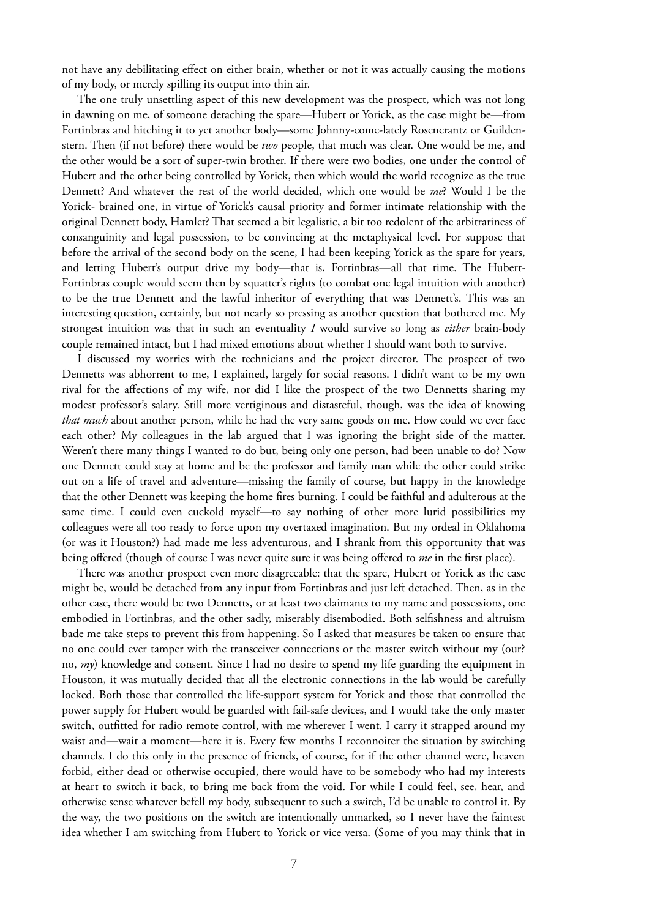not have any debilitating effect on either brain, whether or not it was actually causing the motions of my body, or merely spilling its output into thin air.

The one truly unsettling aspect of this new development was the prospect, which was not long in dawning on me, of someone detaching the spare—Hubert or Yorick, as the case might be—from Fortinbras and hitching it to yet another body—some Johnny-come-lately Rosencrantz or Guildenstern. Then (if not before) there would be *two* people, that much was clear. One would be me, and the other would be a sort of super-twin brother. If there were two bodies, one under the control of Hubert and the other being controlled by Yorick, then which would the world recognize as the true Dennett? And whatever the rest of the world decided, which one would be *me*? Would I be the Yorick- brained one, in virtue of Yorick's causal priority and former intimate relationship with the original Dennett body, Hamlet? That seemed a bit legalistic, a bit too redolent of the arbitrariness of consanguinity and legal possession, to be convincing at the metaphysical level. For suppose that before the arrival of the second body on the scene, I had been keeping Yorick as the spare for years, and letting Hubert's output drive my body—that is, Fortinbras—all that time. The Hubert-Fortinbras couple would seem then by squatter's rights (to combat one legal intuition with another) to be the true Dennett and the lawful inheritor of everything that was Dennett's. This was an interesting question, certainly, but not nearly so pressing as another question that bothered me. My strongest intuition was that in such an eventuality *I* would survive so long as *either* brain-body couple remained intact, but I had mixed emotions about whether I should want both to survive.

I discussed my worries with the technicians and the project director. The prospect of two Dennetts was abhorrent to me, I explained, largely for social reasons. I didn't want to be my own rival for the affections of my wife, nor did I like the prospect of the two Dennetts sharing my modest professor's salary. Still more vertiginous and distasteful, though, was the idea of knowing *that much* about another person, while he had the very same goods on me. How could we ever face each other? My colleagues in the lab argued that I was ignoring the bright side of the matter. Weren't there many things I wanted to do but, being only one person, had been unable to do? Now one Dennett could stay at home and be the professor and family man while the other could strike out on a life of travel and adventure—missing the family of course, but happy in the knowledge that the other Dennett was keeping the home fires burning. I could be faithful and adulterous at the same time. I could even cuckold myself—to say nothing of other more lurid possibilities my colleagues were all too ready to force upon my overtaxed imagination. But my ordeal in Oklahoma (or was it Houston?) had made me less adventurous, and I shrank from this opportunity that was being offered (though of course I was never quite sure it was being offered to *me* in the first place).

There was another prospect even more disagreeable: that the spare, Hubert or Yorick as the case might be, would be detached from any input from Fortinbras and just left detached. Then, as in the other case, there would be two Dennetts, or at least two claimants to my name and possessions, one embodied in Fortinbras, and the other sadly, miserably disembodied. Both selfishness and altruism bade me take steps to prevent this from happening. So I asked that measures be taken to ensure that no one could ever tamper with the transceiver connections or the master switch without my (our? no, *my*) knowledge and consent. Since I had no desire to spend my life guarding the equipment in Houston, it was mutually decided that all the electronic connections in the lab would be carefully locked. Both those that controlled the life-support system for Yorick and those that controlled the power supply for Hubert would be guarded with fail-safe devices, and I would take the only master switch, outfitted for radio remote control, with me wherever I went. I carry it strapped around my waist and—wait a moment—here it is. Every few months I reconnoiter the situation by switching channels. I do this only in the presence of friends, of course, for if the other channel were, heaven forbid, either dead or otherwise occupied, there would have to be somebody who had my interests at heart to switch it back, to bring me back from the void. For while I could feel, see, hear, and otherwise sense whatever befell my body, subsequent to such a switch, I'd be unable to control it. By the way, the two positions on the switch are intentionally unmarked, so I never have the faintest idea whether I am switching from Hubert to Yorick or vice versa. (Some of you may think that in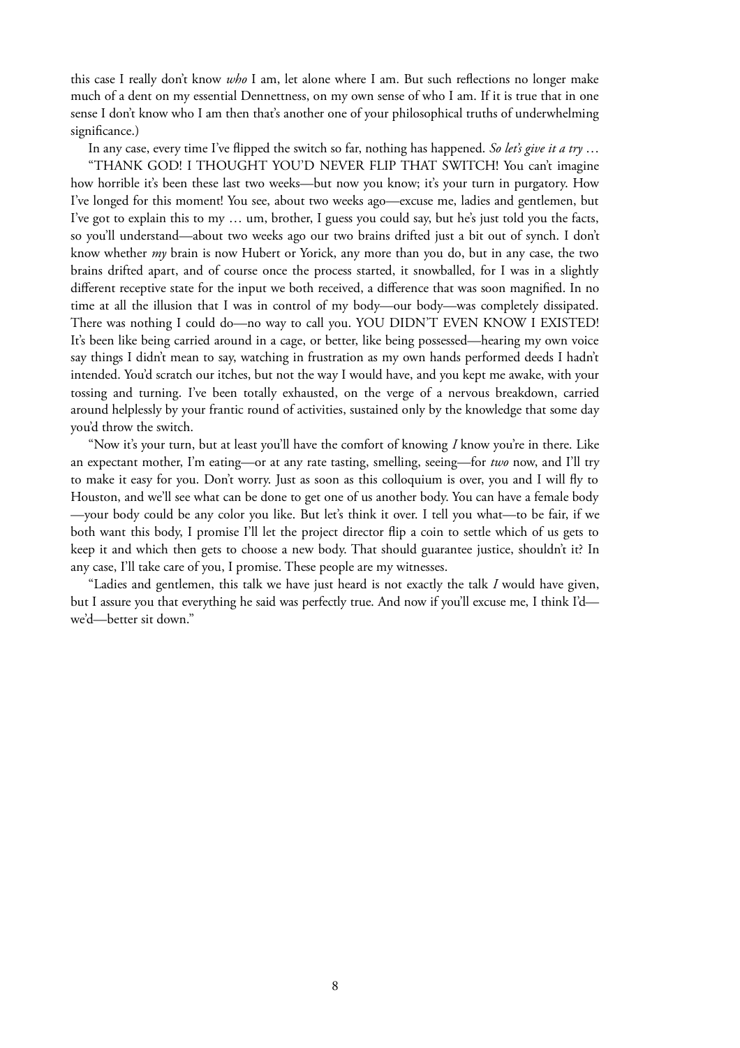this case I really don't know *who* I am, let alone where I am. But such reflections no longer make much of a dent on my essential Dennettness, on my own sense of who I am. If it is true that in one sense I don't know who I am then that's another one of your philosophical truths of underwhelming significance.)

In any case, every time I've flipped the switch so far, nothing has happened. *So let's give it a try …*

"THANK GOD! I THOUGHT YOU'D NEVER FLIP THAT SWITCH! You can't imagine how horrible it's been these last two weeks—but now you know; it's your turn in purgatory. How I've longed for this moment! You see, about two weeks ago—excuse me, ladies and gentlemen, but I've got to explain this to my … um, brother, I guess you could say, but he's just told you the facts, so you'll understand—about two weeks ago our two brains drifted just a bit out of synch. I don't know whether *my* brain is now Hubert or Yorick, any more than you do, but in any case, the two brains drifted apart, and of course once the process started, it snowballed, for I was in a slightly different receptive state for the input we both received, a difference that was soon magnified. In no time at all the illusion that I was in control of my body—our body—was completely dissipated. There was nothing I could do—no way to call you. YOU DIDN'T EVEN KNOW I EXISTED! It's been like being carried around in a cage, or better, like being possessed—hearing my own voice say things I didn't mean to say, watching in frustration as my own hands performed deeds I hadn't intended. You'd scratch our itches, but not the way I would have, and you kept me awake, with your tossing and turning. I've been totally exhausted, on the verge of a nervous breakdown, carried around helplessly by your frantic round of activities, sustained only by the knowledge that some day you'd throw the switch.

"Now it's your turn, but at least you'll have the comfort of knowing *I* know you're in there. Like an expectant mother, I'm eating—or at any rate tasting, smelling, seeing—for *two* now, and I'll try to make it easy for you. Don't worry. Just as soon as this colloquium is over, you and I will fly to Houston, and we'll see what can be done to get one of us another body. You can have a female body—your body could be any color you like. But let's think it over. I tell you what—to be fair, if we both want this body, I promise I'll let the project director flip a coin to settle which of us gets to keep it and which then gets to choose a new body. That should guarantee justice, shouldn't it? In any case, I'll take care of you, I promise. These people are my witnesses.

"Ladies and gentlemen, this talk we have just heard is not exactly the talk *I* would have given, but I assure you that everything he said was perfectly true. And now if you'll excuse me, I think I'd—we'd—better sit down."